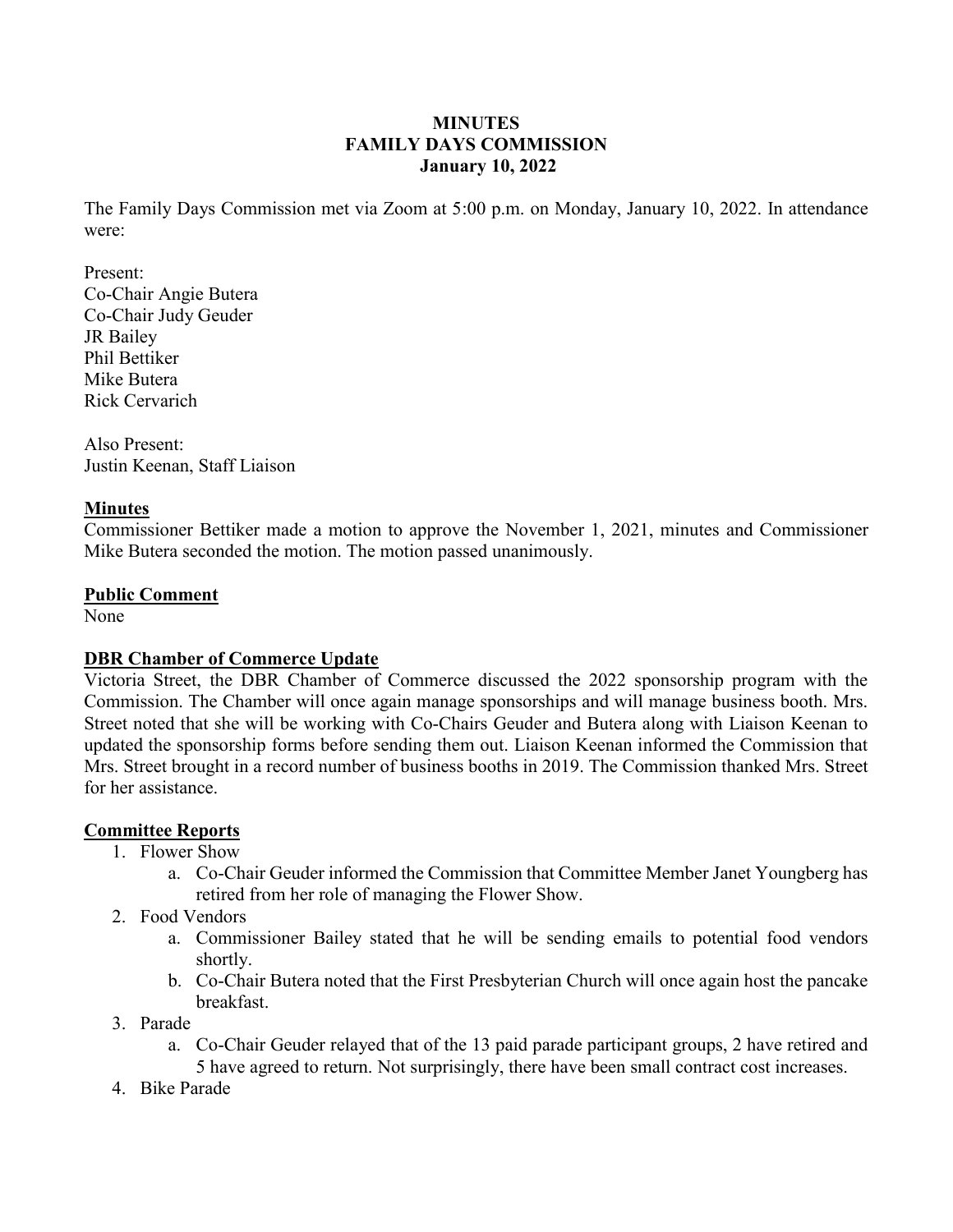# MINUTES
# FAMILY DAYS COMMISSION
# January 10, 2022

The Family Days Commission met via Zoom at 5:00 p.m. on Monday, January 10, 2022. In attendance were:

Present:
Co-Chair Angie Butera
Co-Chair Judy Geuder
JR Bailey
Phil Bettiker
Mike Butera
Rick Cervarich

Also Present:
Justin Keenan, Staff Liaison

## Minutes

Commissioner Bettiker made a motion to approve the November 1, 2021, minutes and Commissioner Mike Butera seconded the motion. The motion passed unanimously.

## Public Comment

None

## DBR Chamber of Commerce Update

Victoria Street, the DBR Chamber of Commerce discussed the 2022 sponsorship program with the Commission. The Chamber will once again manage sponsorships and will manage business booth. Mrs. Street noted that she will be working with Co-Chairs Geuder and Butera along with Liaison Keenan to updated the sponsorship forms before sending them out. Liaison Keenan informed the Commission that Mrs. Street brought in a record number of business booths in 2019. The Commission thanked Mrs. Street for her assistance.

## Committee Reports

1. Flower Show
    a. Co-Chair Geuder informed the Commission that Committee Member Janet Youngberg has retired from her role of managing the Flower Show.
2. Food Vendors
    a. Commissioner Bailey stated that he will be sending emails to potential food vendors shortly.
    b. Co-Chair Butera noted that the First Presbyterian Church will once again host the pancake breakfast.
3. Parade
    a. Co-Chair Geuder relayed that of the 13 paid parade participant groups, 2 have retired and 5 have agreed to return. Not surprisingly, there have been small contract cost increases.
4. Bike Parade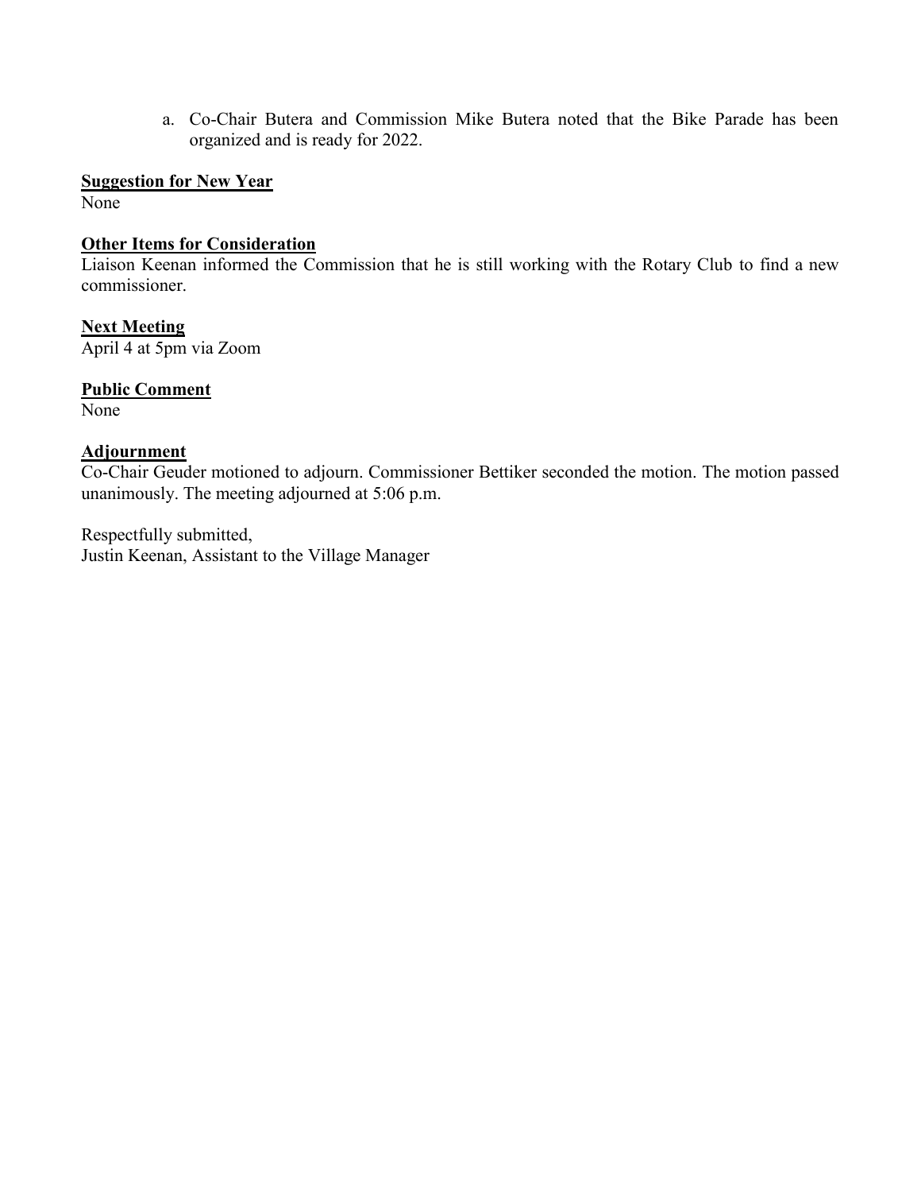a. Co-Chair Butera and Commission Mike Butera noted that the Bike Parade has been organized and is ready for 2022.

**Suggestion for New Year**

None

**Other Items for Consideration**

Liaison Keenan informed the Commission that he is still working with the Rotary Club to find a new commissioner.

**Next Meeting**

April 4 at 5pm via Zoom

**Public Comment**

None

**Adjournment**

Co-Chair Geuder motioned to adjourn. Commissioner Bettiker seconded the motion. The motion passed unanimously. The meeting adjourned at 5:06 p.m.

Respectfully submitted,
Justin Keenan, Assistant to the Village Manager